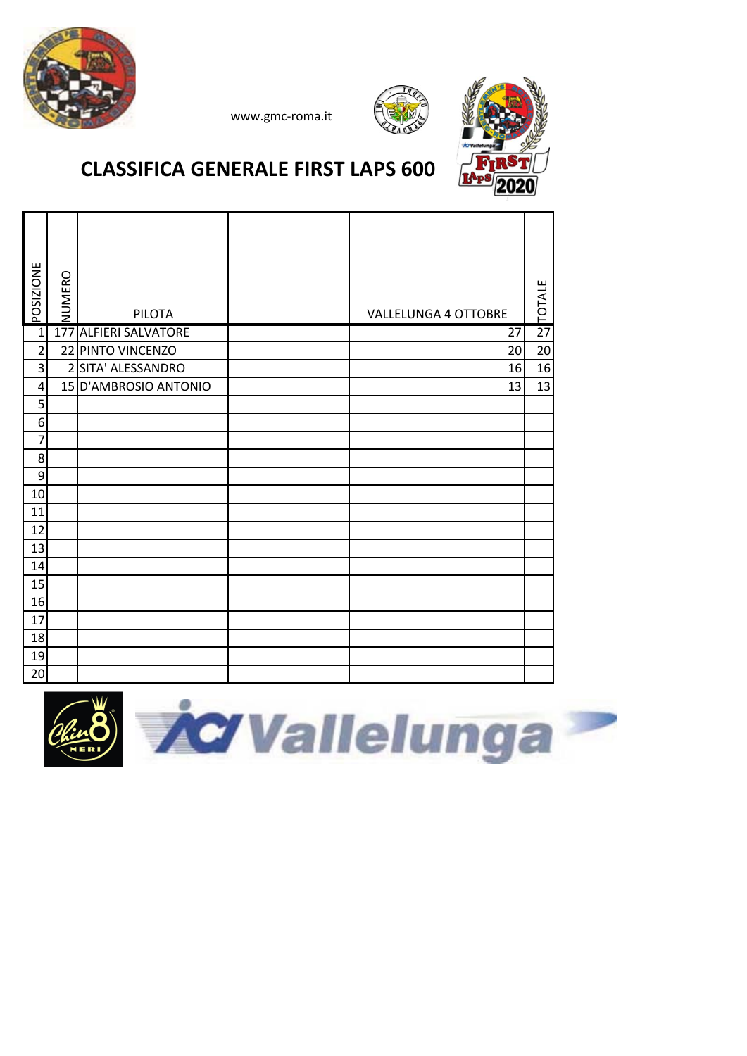www.gmc-roma.it

# CLASSIFICA GENERALE FIRST LAPS 600

| POSIZIONE | NUMERO | PILOTA | | VALLELUNGA 4 OTTOBRE | TOTALE |
|---|---|---|---|---|---|
| 1 | 177 | ALFIERI SALVATORE | | 27 | 27 |
| 2 | 22 | PINTO VINCENZO | | 20 | 20 |
| 3 | 2 | SITA' ALESSANDRO | | 16 | 16 |
| 4 | 15 | D'AMBROSIO ANTONIO | | 13 | 13 |
| 5 | | | | | |
| 6 | | | | | |
| 7 | | | | | |
| 8 | | | | | |
| 9 | | | | | |
| 10 | | | | | |
| 11 | | | | | |
| 12 | | | | | |
| 13 | | | | | |
| 14 | | | | | |
| 15 | | | | | |
| 16 | | | | | |
| 17 | | | | | |
| 18 | | | | | |
| 19 | | | | | |
| 20 | | | | | |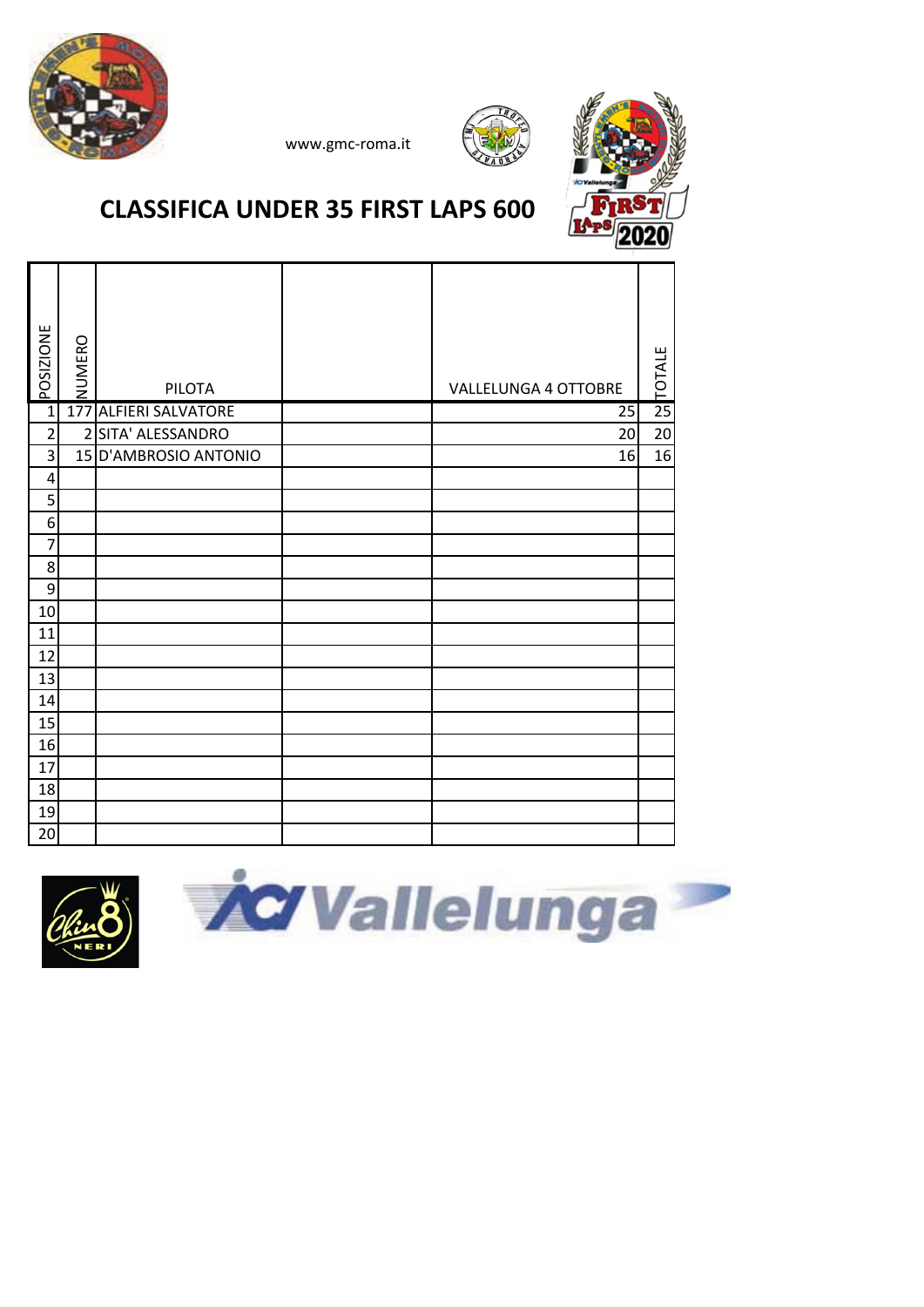www.gmc-roma.it

# CLASSIFICA UNDER 35 FIRST LAPS 600

| POSIZIONE | NUMERO | PILOTA | | VALLELUNGA 4 OTTOBRE | TOTALE |
|---|---|---|---|---|---|
| 1 | 177 | ALFIERI SALVATORE | | 25 | 25 |
| 2 | 2 | SITA' ALESSANDRO | | 20 | 20 |
| 3 | 15 | D'AMBROSIO ANTONIO | | 16 | 16 |
| 4 | | | | | |
| 5 | | | | | |
| 6 | | | | | |
| 7 | | | | | |
| 8 | | | | | |
| 9 | | | | | |
| 10 | | | | | |
| 11 | | | | | |
| 12 | | | | | |
| 13 | | | | | |
| 14 | | | | | |
| 15 | | | | | |
| 16 | | | | | |
| 17 | | | | | |
| 18 | | | | | |
| 19 | | | | | |
| 20 | | | | | |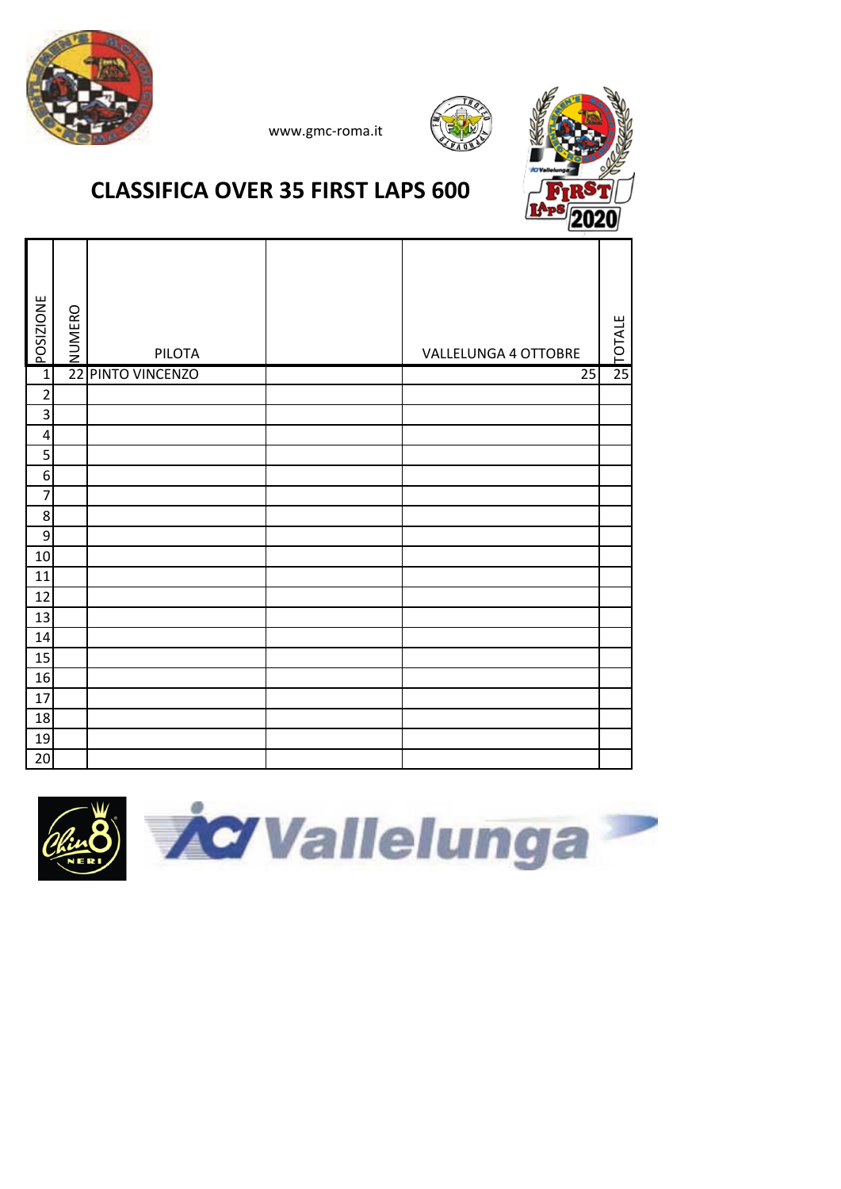www.gmc-roma.it

# CLASSIFICA OVER 35 FIRST LAPS 600

| POSIZIONE | NUMERO | PILOTA | | VALLELUNGA 4 OTTOBRE | TOTALE |
|---|---|---|---|---|---|
| 1 | 22 | PINTO VINCENZO | | 25 | 25 |
| 2 | | | | | |
| 3 | | | | | |
| 4 | | | | | |
| 5 | | | | | |
| 6 | | | | | |
| 7 | | | | | |
| 8 | | | | | |
| 9 | | | | | |
| 10 | | | | | |
| 11 | | | | | |
| 12 | | | | | |
| 13 | | | | | |
| 14 | | | | | |
| 15 | | | | | |
| 16 | | | | | |
| 17 | | | | | |
| 18 | | | | | |
| 19 | | | | | |
| 20 | | | | | |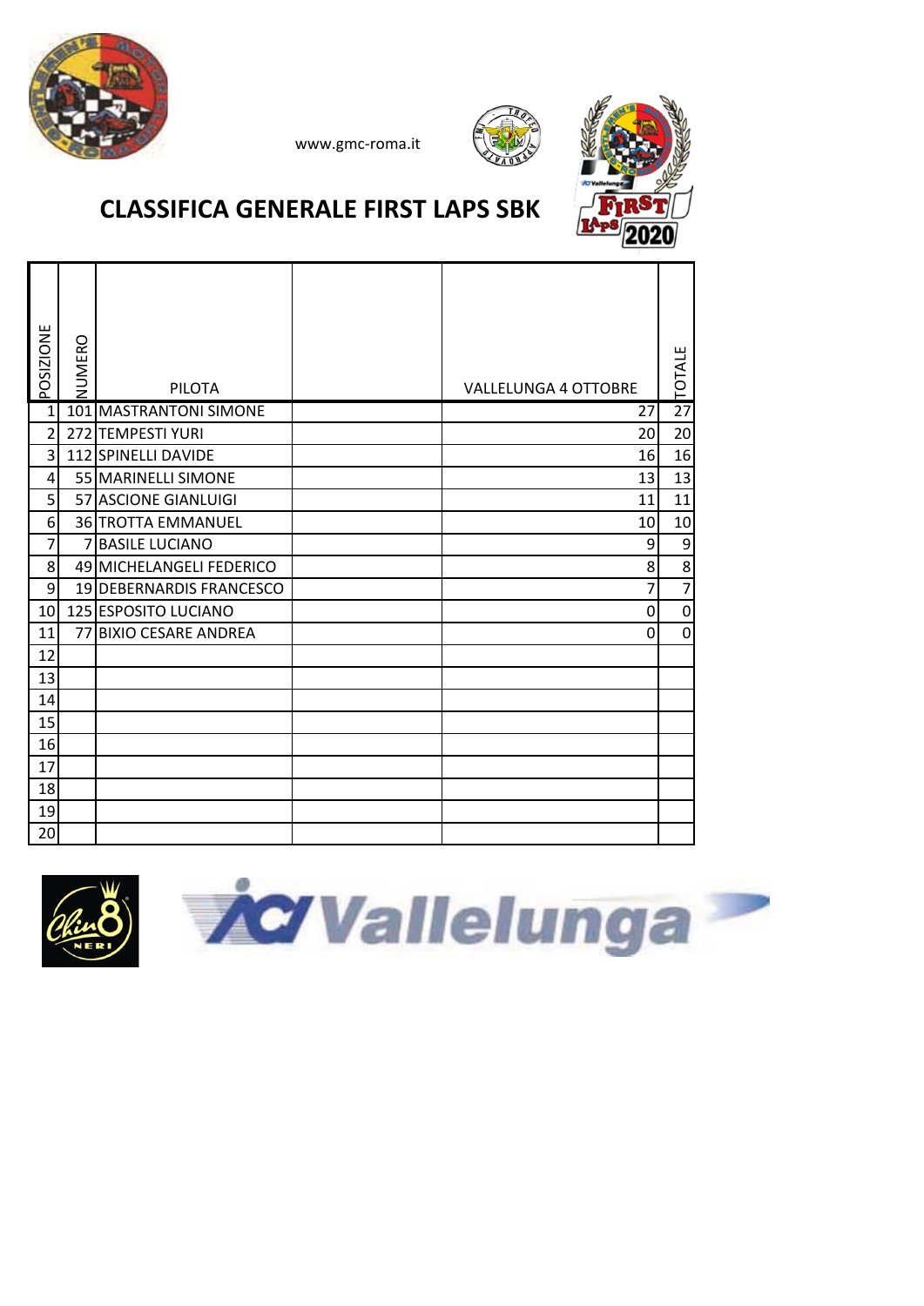www.gmc-roma.it

# CLASSIFICA GENERALE FIRST LAPS SBK

| POSIZIONE | NUMERO | PILOTA | | VALLELUNGA 4 OTTOBRE | TOTALE |
|---|---|---|---|---|---|
| 1 | 101 | MASTRANTONI SIMONE | | 27 | 27 |
| 2 | 272 | TEMPESTI YURI | | 20 | 20 |
| 3 | 112 | SPINELLI DAVIDE | | 16 | 16 |
| 4 | 55 | MARINELLI SIMONE | | 13 | 13 |
| 5 | 57 | ASCIONE GIANLUIGI | | 11 | 11 |
| 6 | 36 | TROTTA EMMANUEL | | 10 | 10 |
| 7 | 7 | BASILE LUCIANO | | 9 | 9 |
| 8 | 49 | MICHELANGELI FEDERICO | | 8 | 8 |
| 9 | 19 | DEBERNARDIS FRANCESCO | | 7 | 7 |
| 10 | 125 | ESPOSITO LUCIANO | | 0 | 0 |
| 11 | 77 | BIXIO CESARE ANDREA | | 0 | 0 |
| 12 | | | | | |
| 13 | | | | | |
| 14 | | | | | |
| 15 | | | | | |
| 16 | | | | | |
| 17 | | | | | |
| 18 | | | | | |
| 19 | | | | | |
| 20 | | | | | |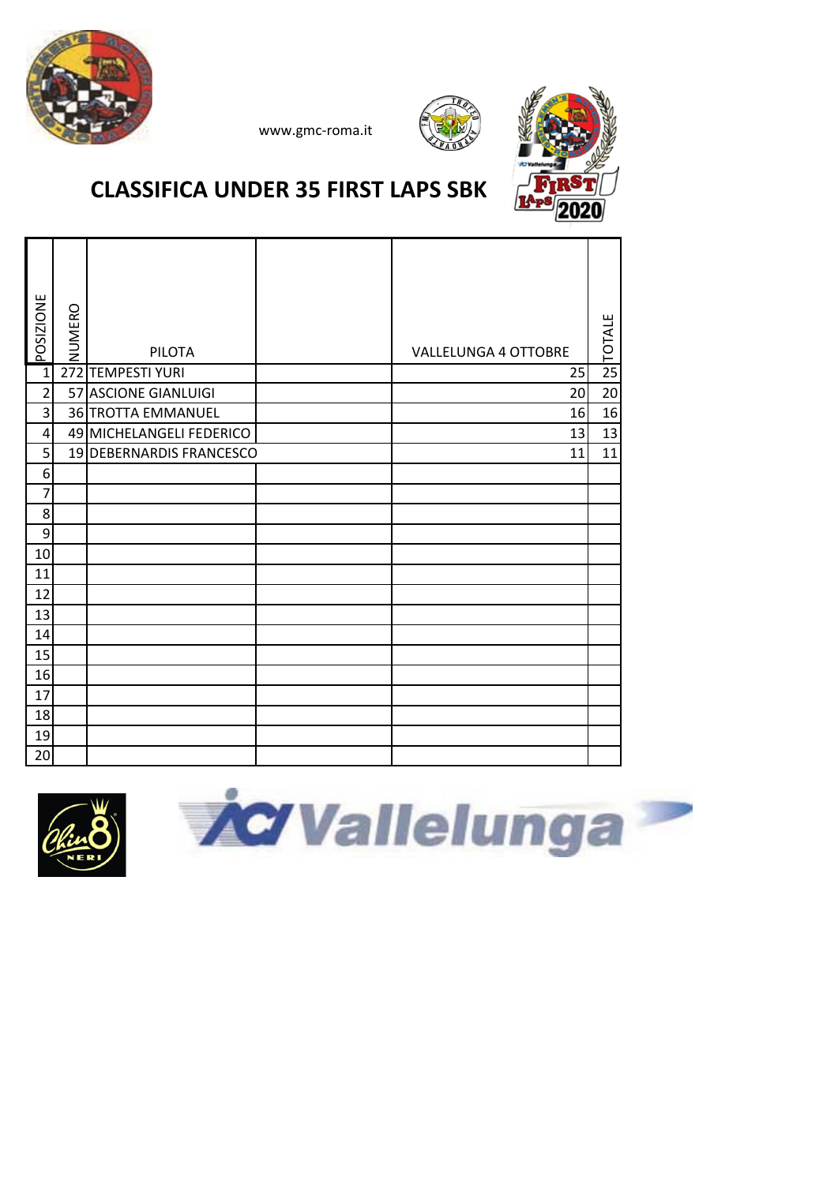www.gmc-roma.it

# CLASSIFICA UNDER 35 FIRST LAPS SBK

| POSIZIONE | NUMERO | PILOTA | | VALLELUNGA 4 OTTOBRE | TOTALE |
|---|---|---|---|---|---|
| 1 | 272 | TEMPESTI YURI | | 25 | 25 |
| 2 | 57 | ASCIONE GIANLUIGI | | 20 | 20 |
| 3 | 36 | TROTTA EMMANUEL | | 16 | 16 |
| 4 | 49 | MICHELANGELI FEDERICO | | 13 | 13 |
| 5 | 19 | DEBERNARDIS FRANCESCO | | 11 | 11 |
| 6 | | | | | |
| 7 | | | | | |
| 8 | | | | | |
| 9 | | | | | |
| 10 | | | | | |
| 11 | | | | | |
| 12 | | | | | |
| 13 | | | | | |
| 14 | | | | | |
| 15 | | | | | |
| 16 | | | | | |
| 17 | | | | | |
| 18 | | | | | |
| 19 | | | | | |
| 20 | | | | | |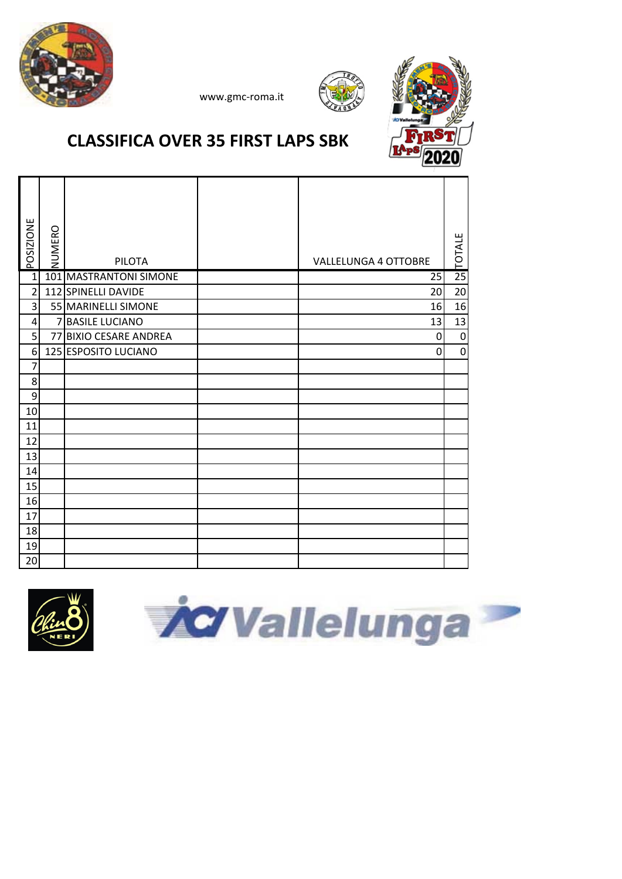www.gmc-roma.it

# CLASSIFICA OVER 35 FIRST LAPS SBK

| POSIZIONE | NUMERO | PILOTA | | VALLELUNGA 4 OTTOBRE | TOTALE |
|---|---|---|---|---|---|
| 1 | 101 | MASTRANTONI SIMONE | | 25 | 25 |
| 2 | 112 | SPINELLI DAVIDE | | 20 | 20 |
| 3 | 55 | MARINELLI SIMONE | | 16 | 16 |
| 4 | 7 | BASILE LUCIANO | | 13 | 13 |
| 5 | 77 | BIXIO CESARE ANDREA | | 0 | 0 |
| 6 | 125 | ESPOSITO LUCIANO | | 0 | 0 |
| 7 | | | | | |
| 8 | | | | | |
| 9 | | | | | |
| 10 | | | | | |
| 11 | | | | | |
| 12 | | | | | |
| 13 | | | | | |
| 14 | | | | | |
| 15 | | | | | |
| 16 | | | | | |
| 17 | | | | | |
| 18 | | | | | |
| 19 | | | | | |
| 20 | | | | | |